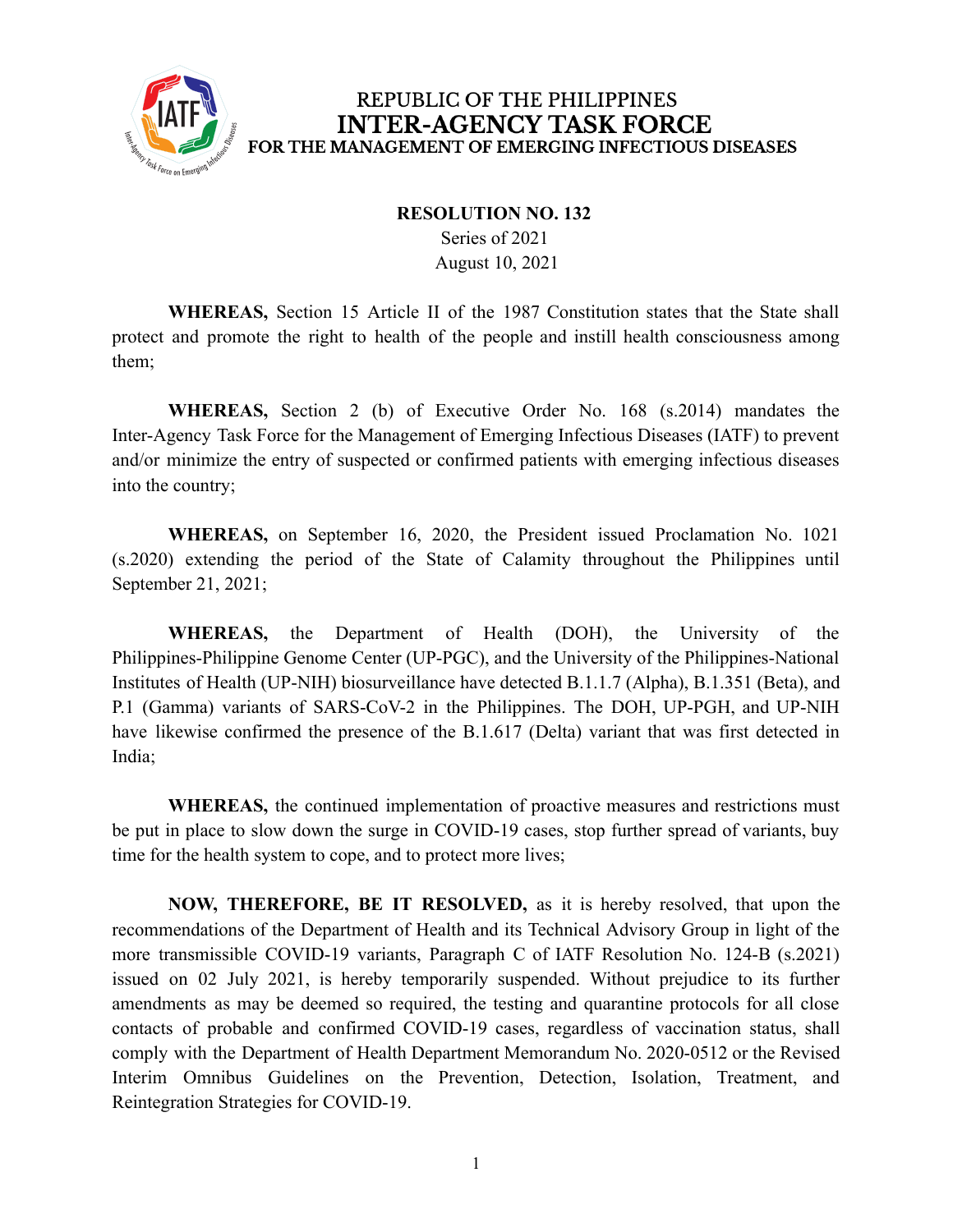# REPUBLIC OF THE PHILIPPINES
# INTER-AGENCY TASK FORCE
## FOR THE MANAGEMENT OF EMERGING INFECTIOUS DISEASES

**RESOLUTION NO. 132**
Series of 2021
August 10, 2021

**WHEREAS,** Section 15 Article II of the 1987 Constitution states that the State shall protect and promote the right to health of the people and instill health consciousness among them;

**WHEREAS,** Section 2 (b) of Executive Order No. 168 (s.2014) mandates the Inter-Agency Task Force for the Management of Emerging Infectious Diseases (IATF) to prevent and/or minimize the entry of suspected or confirmed patients with emerging infectious diseases into the country;

**WHEREAS,** on September 16, 2020, the President issued Proclamation No. 1021 (s.2020) extending the period of the State of Calamity throughout the Philippines until September 21, 2021;

**WHEREAS,** the Department of Health (DOH), the University of the Philippines-Philippine Genome Center (UP-PGC), and the University of the Philippines-National Institutes of Health (UP-NIH) biosurveillance have detected B.1.1.7 (Alpha), B.1.351 (Beta), and P.1 (Gamma) variants of SARS-CoV-2 in the Philippines. The DOH, UP-PGH, and UP-NIH have likewise confirmed the presence of the B.1.617 (Delta) variant that was first detected in India;

**WHEREAS,** the continued implementation of proactive measures and restrictions must be put in place to slow down the surge in COVID-19 cases, stop further spread of variants, buy time for the health system to cope, and to protect more lives;

**NOW, THEREFORE, BE IT RESOLVED,** as it is hereby resolved, that upon the recommendations of the Department of Health and its Technical Advisory Group in light of the more transmissible COVID-19 variants, Paragraph C of IATF Resolution No. 124-B (s.2021) issued on 02 July 2021, is hereby temporarily suspended. Without prejudice to its further amendments as may be deemed so required, the testing and quarantine protocols for all close contacts of probable and confirmed COVID-19 cases, regardless of vaccination status, shall comply with the Department of Health Department Memorandum No. 2020-0512 or the Revised Interim Omnibus Guidelines on the Prevention, Detection, Isolation, Treatment, and Reintegration Strategies for COVID-19.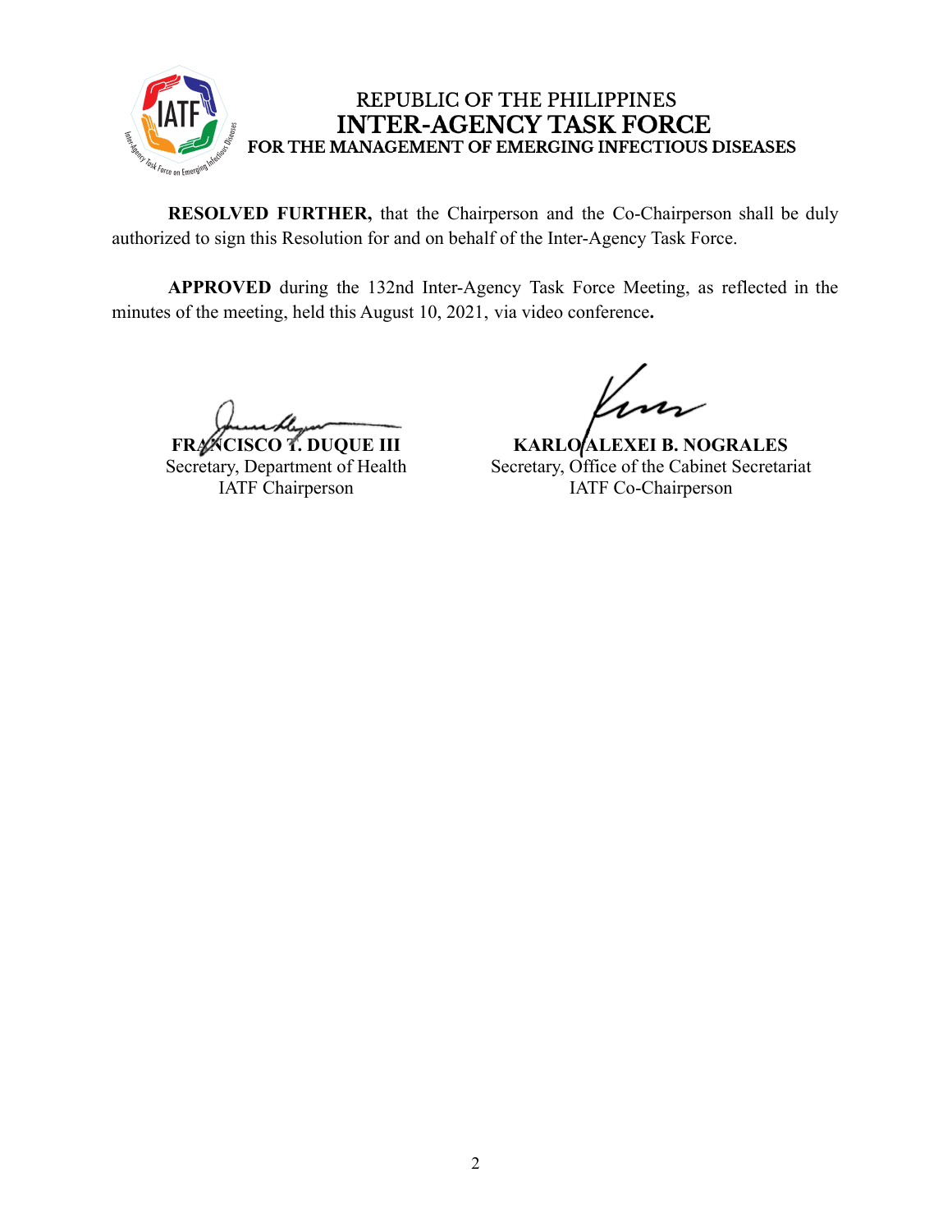REPUBLIC OF THE PHILIPPINES
**INTER-AGENCY TASK FORCE**
**FOR THE MANAGEMENT OF EMERGING INFECTIOUS DISEASES**

**RESOLVED FURTHER,** that the Chairperson and the Co-Chairperson shall be duly authorized to sign this Resolution for and on behalf of the Inter-Agency Task Force.

**APPROVED** during the 132nd Inter-Agency Task Force Meeting, as reflected in the minutes of the meeting, held this August 10, 2021, via video conference**.**

**FRANCISCO T. DUQUE III**
Secretary, Department of Health
IATF Chairperson

**KARLO ALEXEI B. NOGRALES**
Secretary, Office of the Cabinet Secretariat
IATF Co-Chairperson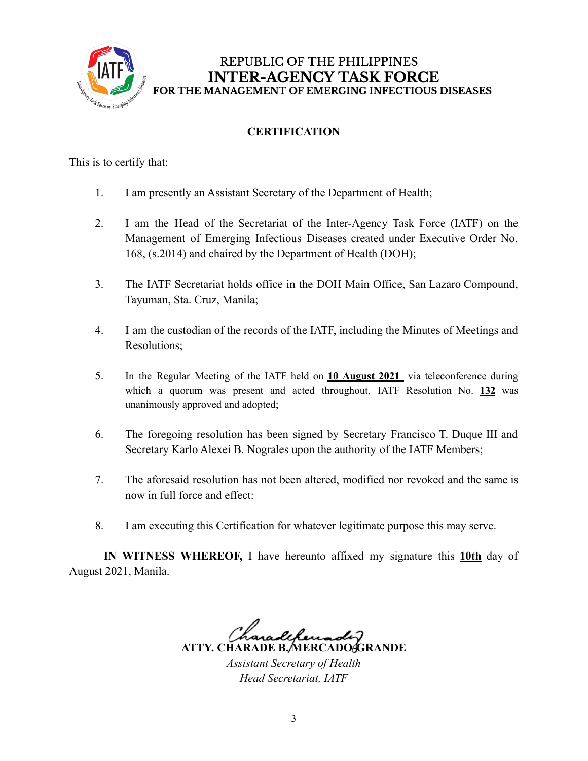REPUBLIC OF THE PHILIPPINES
**INTER-AGENCY TASK FORCE**
**FOR THE MANAGEMENT OF EMERGING INFECTIOUS DISEASES**

## CERTIFICATION

This is to certify that:

1. I am presently an Assistant Secretary of the Department of Health;

2. I am the Head of the Secretariat of the Inter-Agency Task Force (IATF) on the Management of Emerging Infectious Diseases created under Executive Order No. 168, (s.2014) and chaired by the Department of Health (DOH);

3. The IATF Secretariat holds office in the DOH Main Office, San Lazaro Compound, Tayuman, Sta. Cruz, Manila;

4. I am the custodian of the records of the IATF, including the Minutes of Meetings and Resolutions;

5. In the Regular Meeting of the IATF held on **10 August 2021** via teleconference during which a quorum was present and acted throughout, IATF Resolution No. **132** was unanimously approved and adopted;

6. The foregoing resolution has been signed by Secretary Francisco T. Duque III and Secretary Karlo Alexei B. Nograles upon the authority of the IATF Members;

7. The aforesaid resolution has not been altered, modified nor revoked and the same is now in full force and effect:

8. I am executing this Certification for whatever legitimate purpose this may serve.

**IN WITNESS WHEREOF,** I have hereunto affixed my signature this **10th** day of August 2021, Manila.

**ATTY. CHARADE B. MERCADO-GRANDE**
*Assistant Secretary of Health*
*Head Secretariat, IATF*